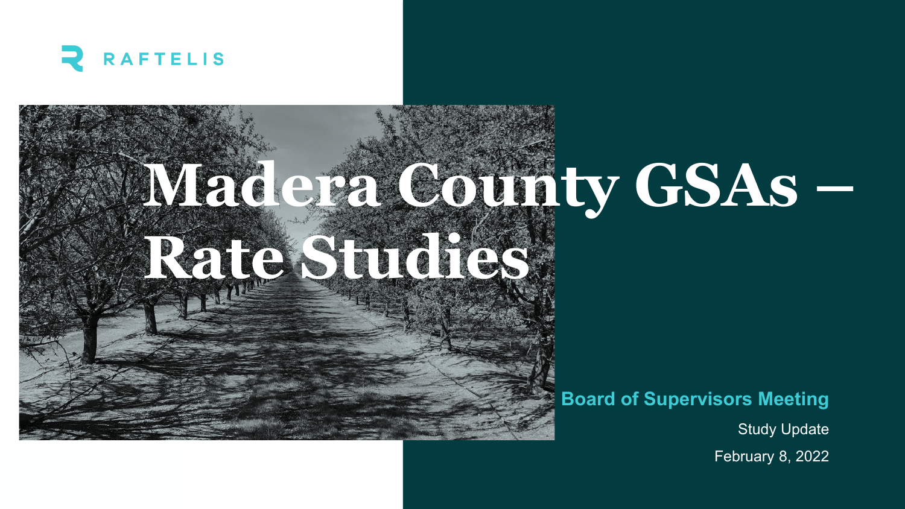RAFTELIS

# Madera County GSAs – Rate Studies

**Board of Supervisors Meeting**

Study Update

February 8, 2022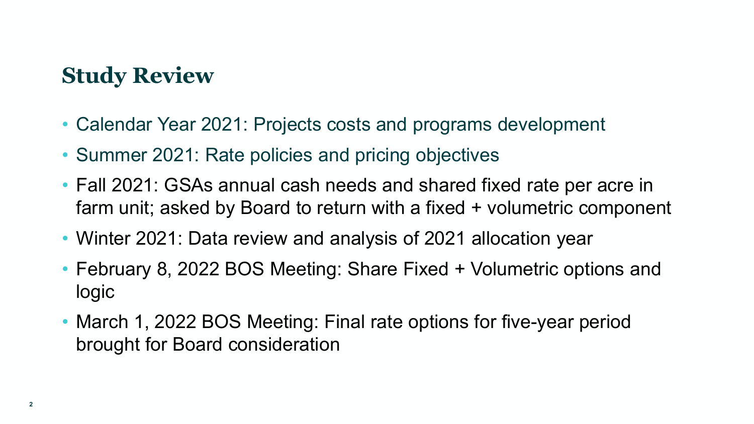## Study Review

- Calendar Year 2021: Projects costs and programs development
- Summer 2021: Rate policies and pricing objectives
- Fall 2021: GSAs annual cash needs and shared fixed rate per acre in farm unit; asked by Board to return with a fixed + volumetric component
- Winter 2021: Data review and analysis of 2021 allocation year
- February 8, 2022 BOS Meeting: Share Fixed + Volumetric options and logic
- March 1, 2022 BOS Meeting: Final rate options for five-year period brought for Board consideration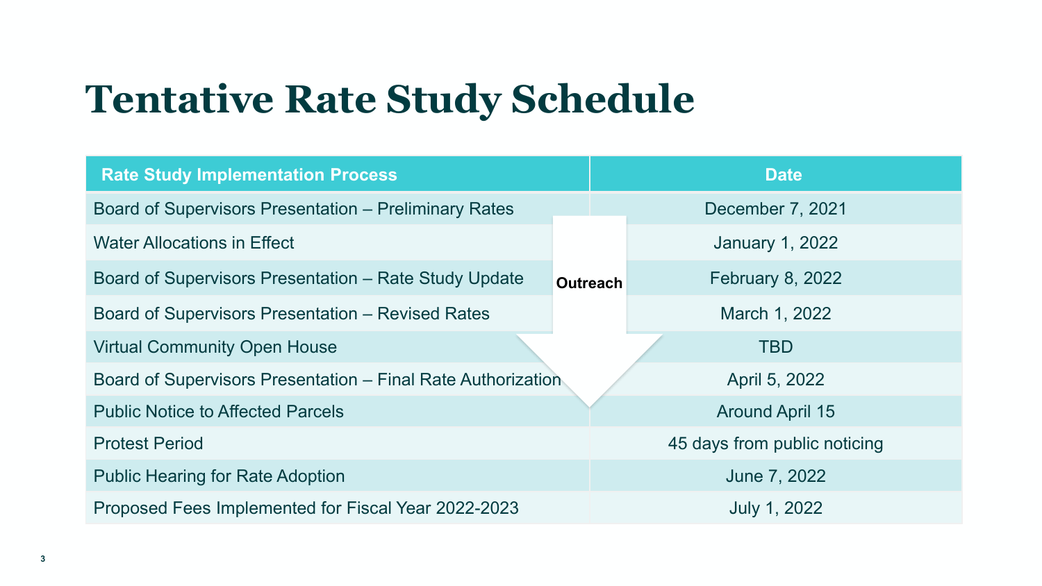# Tentative Rate Study Schedule

| Rate Study Implementation Process | Date |
| --- | --- |
| Board of Supervisors Presentation – Preliminary Rates | December 7, 2021 |
| Water Allocations in Effect | January 1, 2022 |
| Board of Supervisors Presentation – Rate Study Update | February 8, 2022 |
| Board of Supervisors Presentation – Revised Rates | March 1, 2022 |
| Virtual Community Open House | TBD |
| Board of Supervisors Presentation – Final Rate Authorization | April 5, 2022 |
| Public Notice to Affected Parcels | Around April 15 |
| Protest Period | 45 days from public noticing |
| Public Hearing for Rate Adoption | June 7, 2022 |
| Proposed Fees Implemented for Fiscal Year 2022-2023 | July 1, 2022 |

Outreach (spans Board of Supervisors Presentation – Preliminary Rates through Board of Supervisors Presentation – Final Rate Authorization)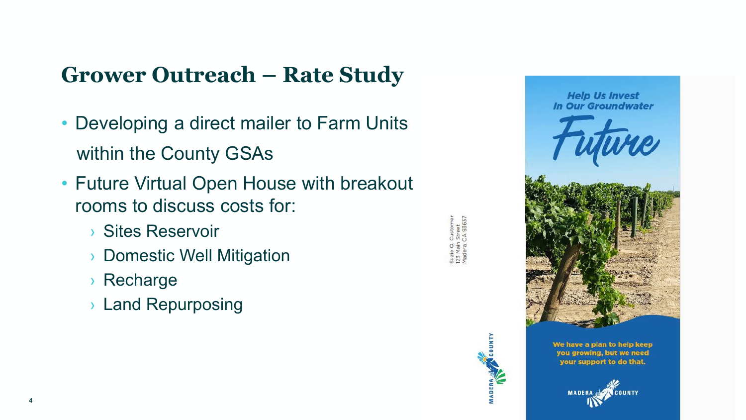## Grower Outreach – Rate Study

- Developing a direct mailer to Farm Units within the County GSAs
- Future Virtual Open House with breakout rooms to discuss costs for:
  - Sites Reservoir
  - Domestic Well Mitigation
  - Recharge
  - Land Repurposing

Suzie Q. Customer
123 Main Street
Madera CA 93637

MADERA COUNTY

Help Us Invest
In Our Groundwater
Future

We have a plan to help keep you growing, but we need your support to do that.

MADERA COUNTY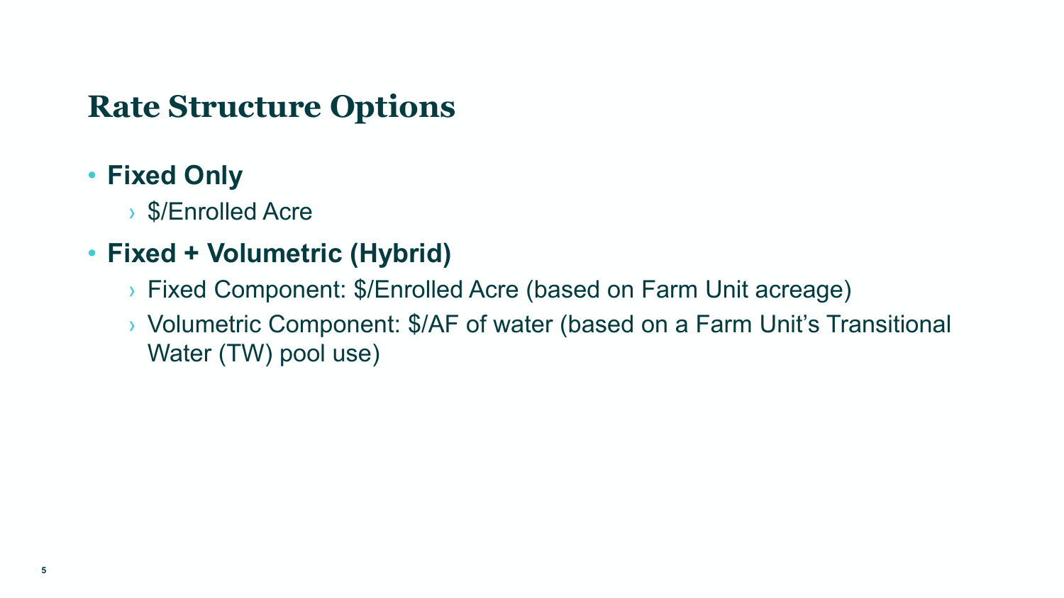# Rate Structure Options

- **Fixed Only**
  - $/Enrolled Acre
- **Fixed + Volumetric (Hybrid)**
  - Fixed Component: $/Enrolled Acre (based on Farm Unit acreage)
  - Volumetric Component: $/AF of water (based on a Farm Unit's Transitional Water (TW) pool use)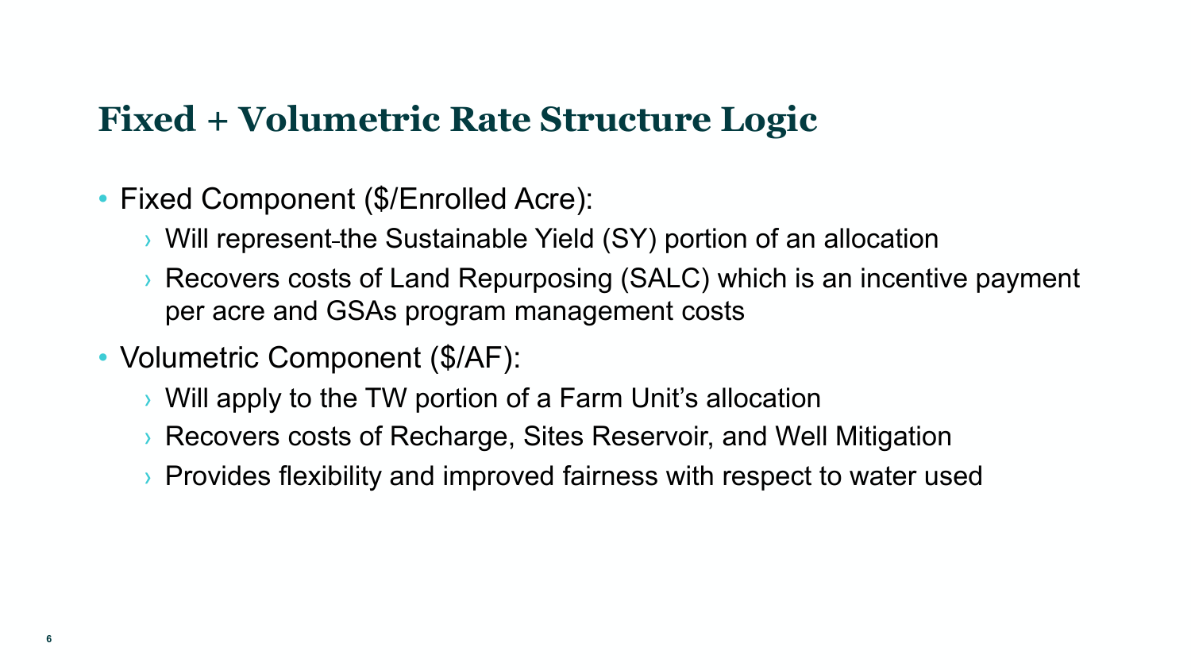# Fixed + Volumetric Rate Structure Logic

- Fixed Component ($/Enrolled Acre):
  - Will represent the Sustainable Yield (SY) portion of an allocation
  - Recovers costs of Land Repurposing (SALC) which is an incentive payment per acre and GSAs program management costs
- Volumetric Component ($/AF):
  - Will apply to the TW portion of a Farm Unit's allocation
  - Recovers costs of Recharge, Sites Reservoir, and Well Mitigation
  - Provides flexibility and improved fairness with respect to water used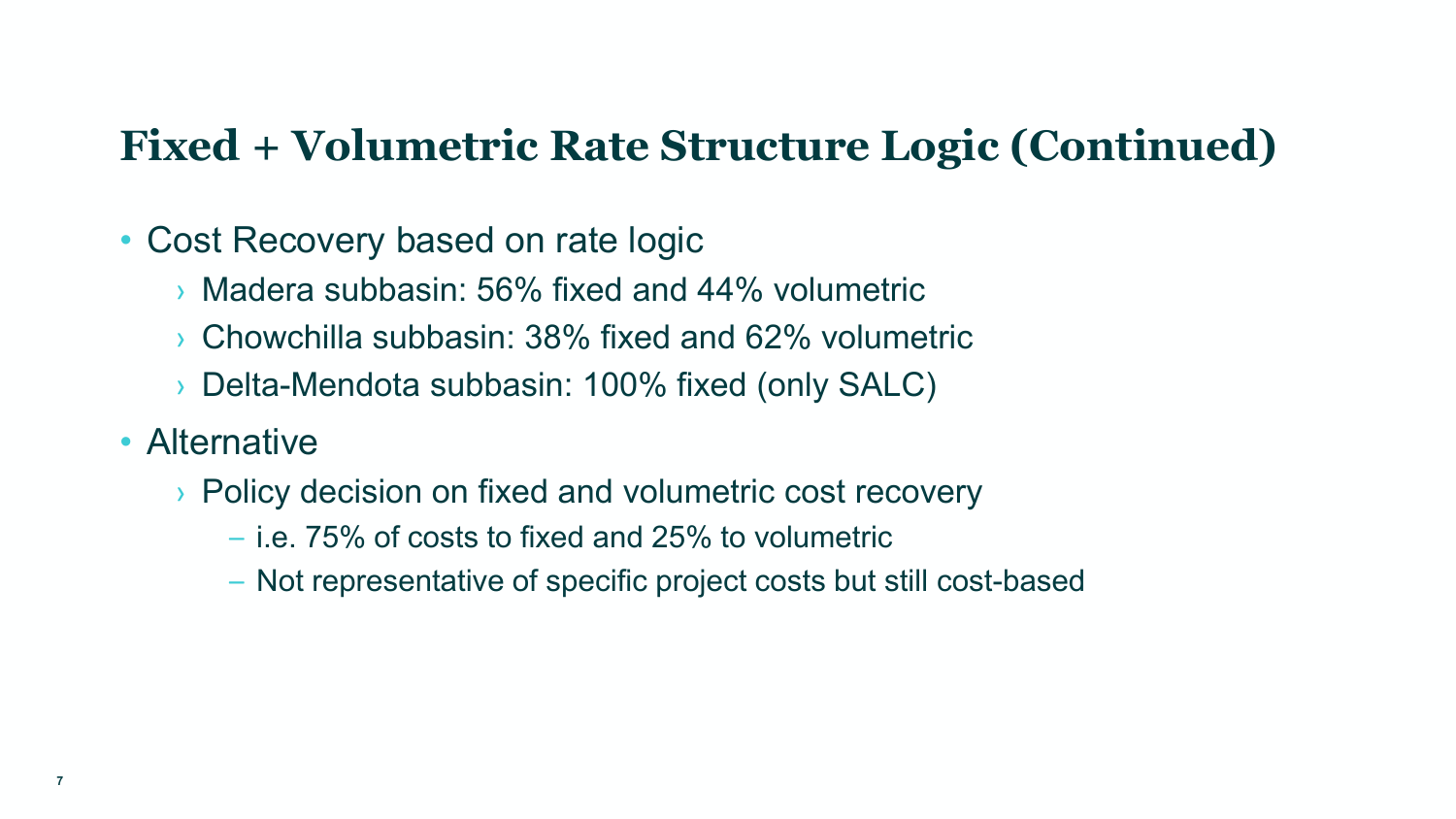# Fixed + Volumetric Rate Structure Logic (Continued)

- Cost Recovery based on rate logic
  - Madera subbasin: 56% fixed and 44% volumetric
  - Chowchilla subbasin: 38% fixed and 62% volumetric
  - Delta-Mendota subbasin: 100% fixed (only SALC)
- Alternative
  - Policy decision on fixed and volumetric cost recovery
    - i.e. 75% of costs to fixed and 25% to volumetric
    - Not representative of specific project costs but still cost-based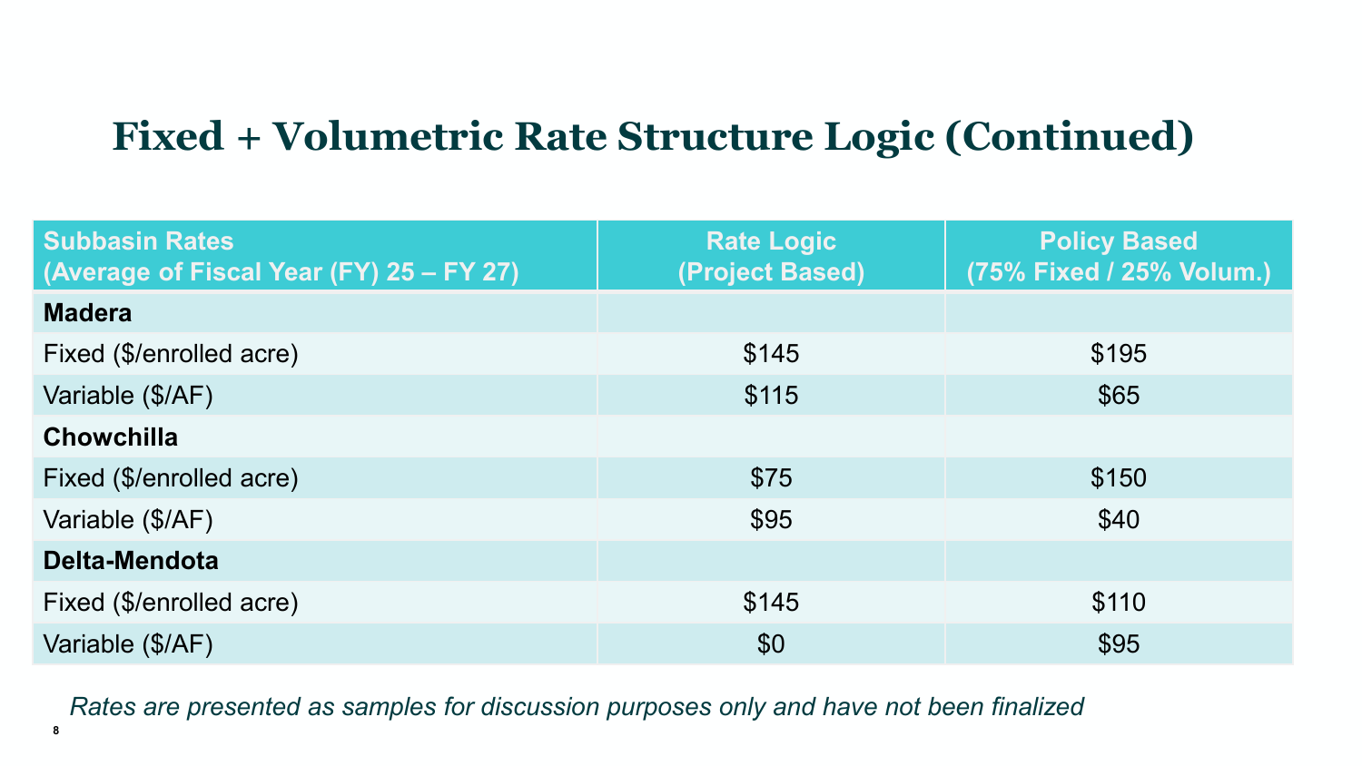# Fixed + Volumetric Rate Structure Logic (Continued)

| Subbasin Rates (Average of Fiscal Year (FY) 25 – FY 27) | Rate Logic (Project Based) | Policy Based (75% Fixed / 25% Volum.) |
|---|---|---|
| **Madera** | | |
| Fixed ($/enrolled acre) | $145 | $195 |
| Variable ($/AF) | $115 | $65 |
| **Chowchilla** | | |
| Fixed ($/enrolled acre) | $75 | $150 |
| Variable ($/AF) | $95 | $40 |
| **Delta-Mendota** | | |
| Fixed ($/enrolled acre) | $145 | $110 |
| Variable ($/AF) | $0 | $95 |

*Rates are presented as samples for discussion purposes only and have not been finalized*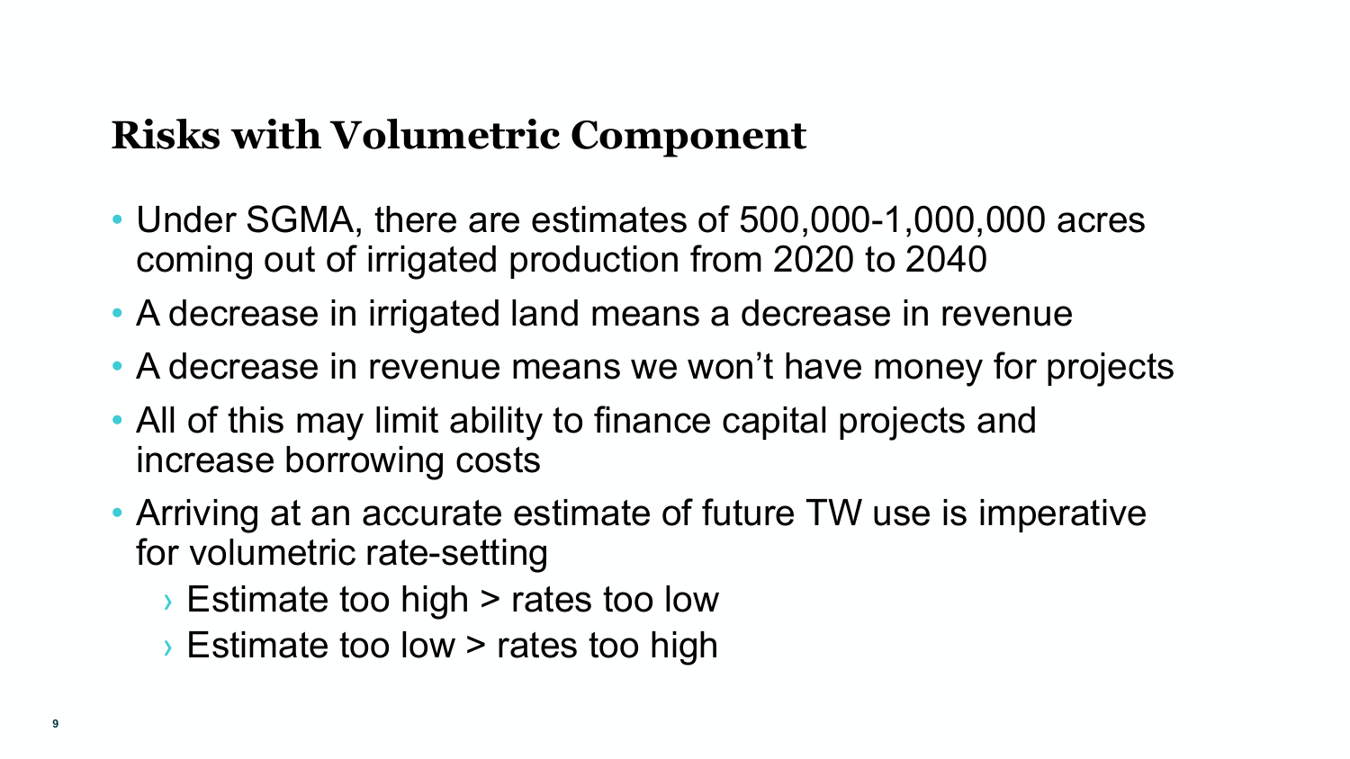# Risks with Volumetric Component

- Under SGMA, there are estimates of 500,000-1,000,000 acres coming out of irrigated production from 2020 to 2040
- A decrease in irrigated land means a decrease in revenue
- A decrease in revenue means we won't have money for projects
- All of this may limit ability to finance capital projects and increase borrowing costs
- Arriving at an accurate estimate of future TW use is imperative for volumetric rate-setting
  - Estimate too high > rates too low
  - Estimate too low > rates too high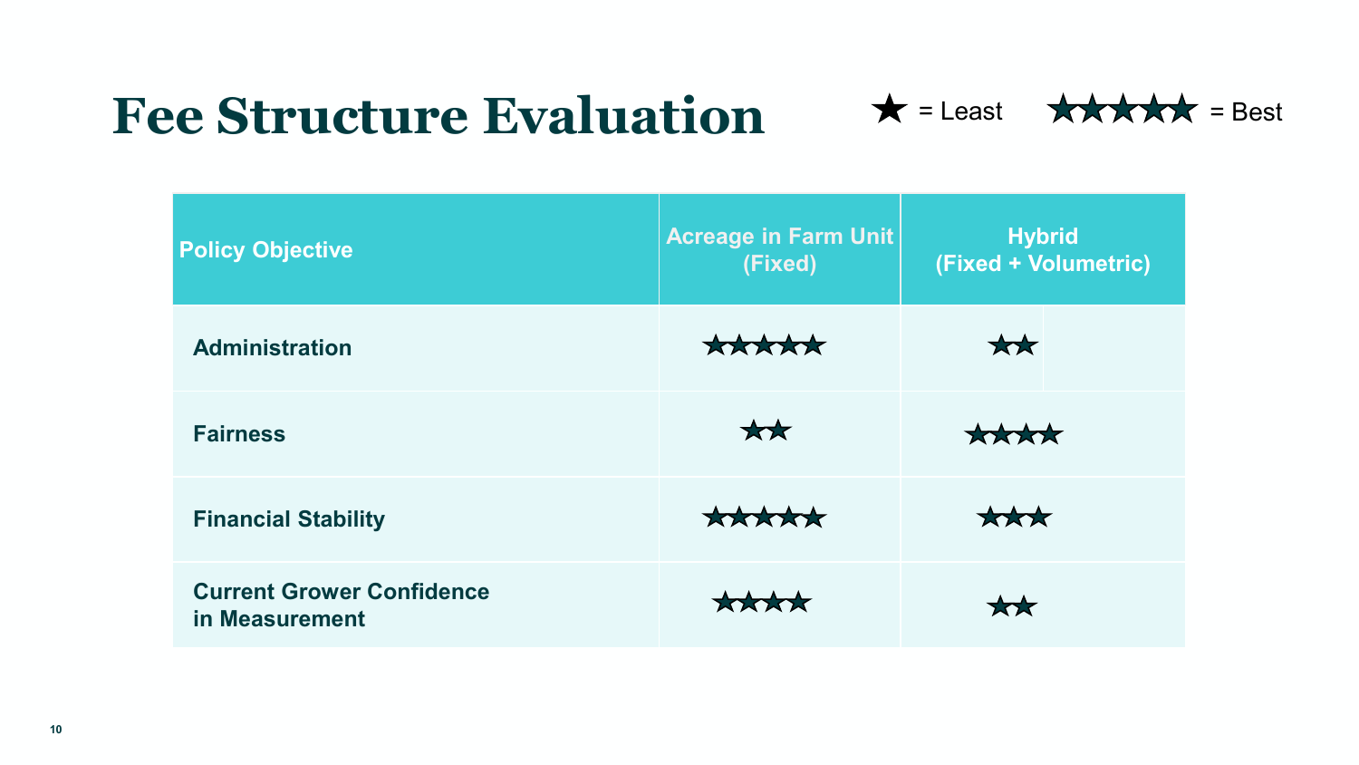# Fee Structure Evaluation

★ = Least ★★★★★ = Best

| Policy Objective | Acreage in Farm Unit (Fixed) | Hybrid (Fixed + Volumetric) |
|---|---|---|
| Administration | ★★★★★ | ★★ |
| Fairness | ★★ | ★★★★ |
| Financial Stability | ★★★★★ | ★★★ |
| Current Grower Confidence in Measurement | ★★★★ | ★★ |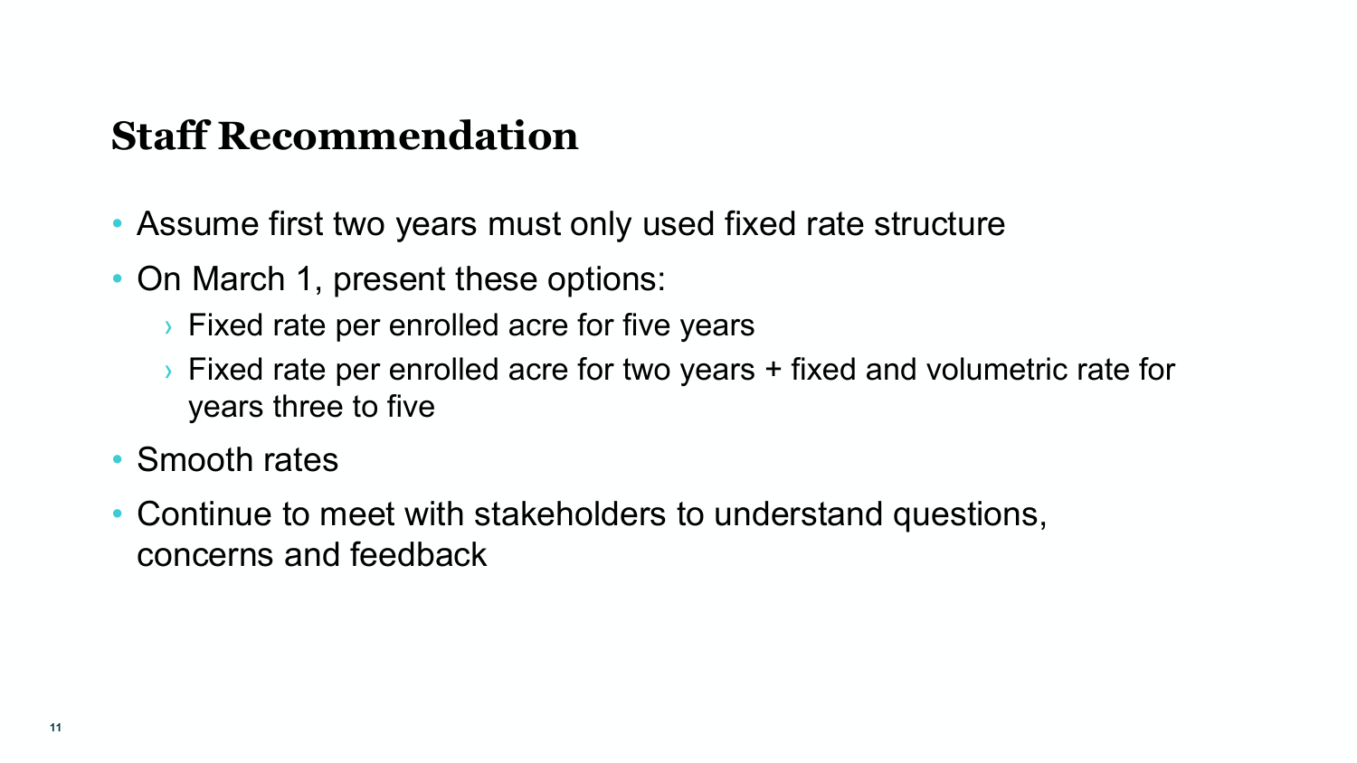## Staff Recommendation

- Assume first two years must only used fixed rate structure
- On March 1, present these options:
  - Fixed rate per enrolled acre for five years
  - Fixed rate per enrolled acre for two years + fixed and volumetric rate for years three to five
- Smooth rates
- Continue to meet with stakeholders to understand questions, concerns and feedback